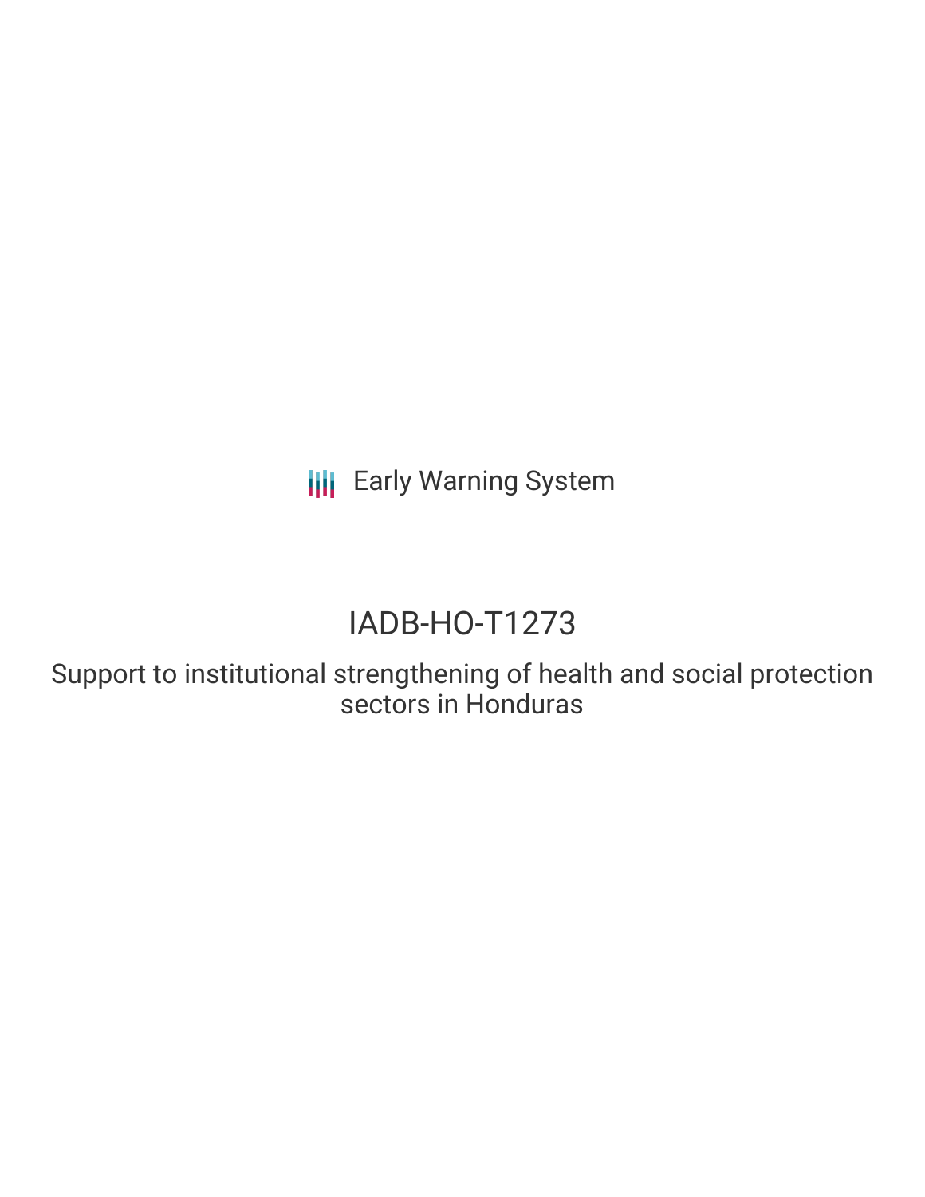Early Warning System

# IADB-HO-T1273

## Support to institutional strengthening of health and social protection sectors in Honduras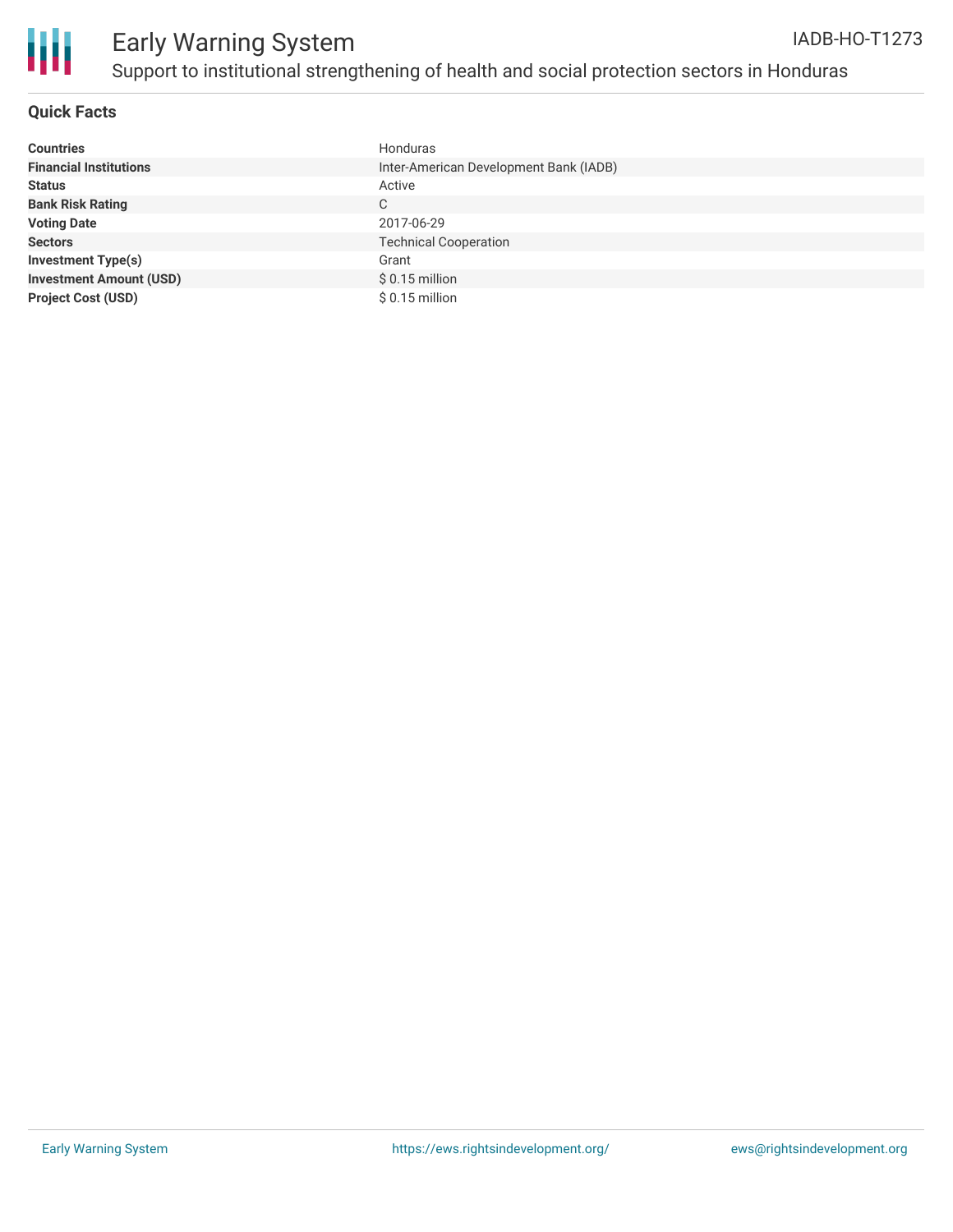# Early Warning System

## Support to institutional strengthening of health and social protection sectors in Honduras

IADB-HO-T1273

### Quick Facts

| | |
|---|---|
| **Countries** | Honduras |
| **Financial Institutions** | Inter-American Development Bank (IADB) |
| **Status** | Active |
| **Bank Risk Rating** | C |
| **Voting Date** | 2017-06-29 |
| **Sectors** | Technical Cooperation |
| **Investment Type(s)** | Grant |
| **Investment Amount (USD)** | $ 0.15 million |
| **Project Cost (USD)** | $ 0.15 million |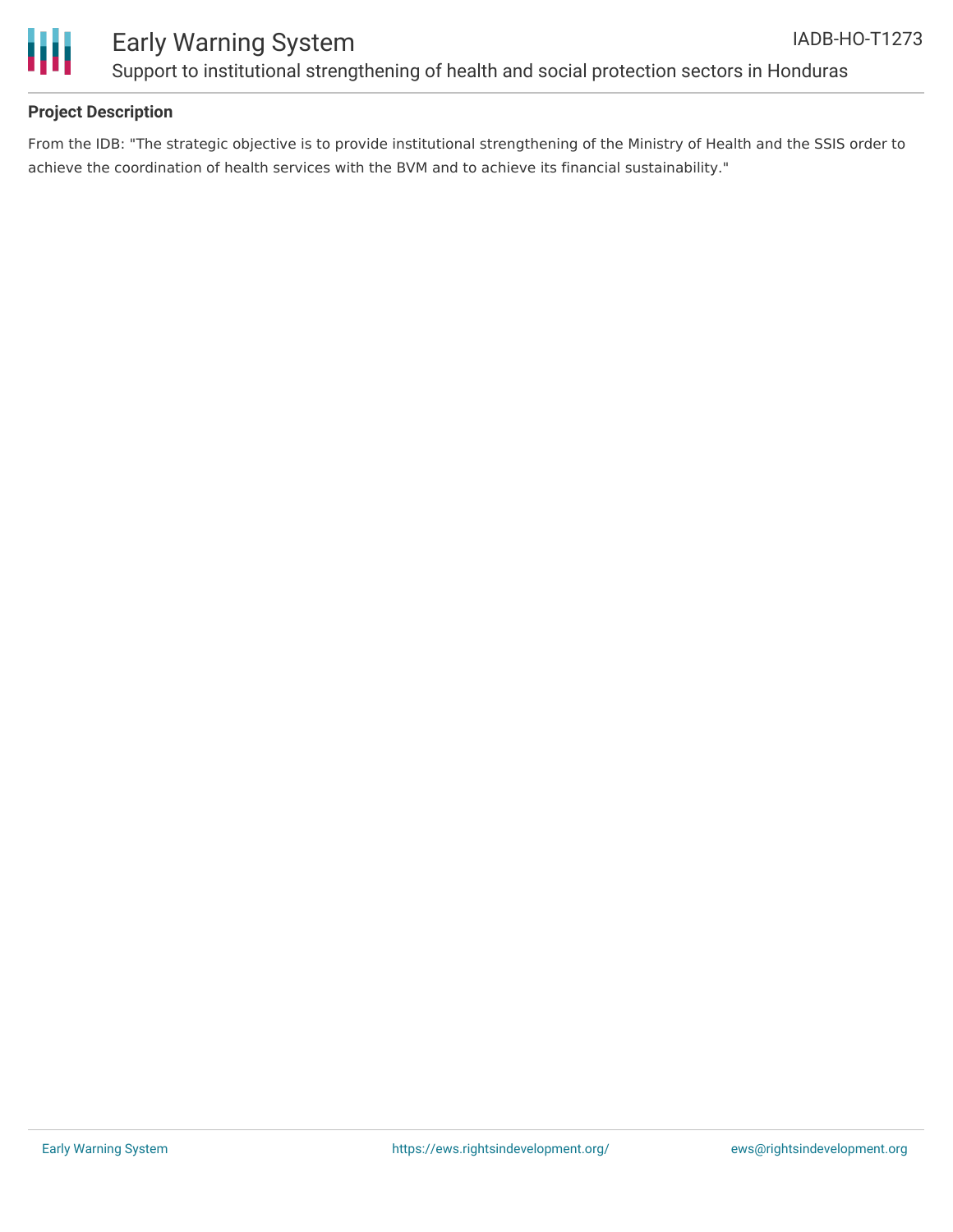## Project Description

From the IDB: "The strategic objective is to provide institutional strengthening of the Ministry of Health and the SSIS order to achieve the coordination of health services with the BVM and to achieve its financial sustainability."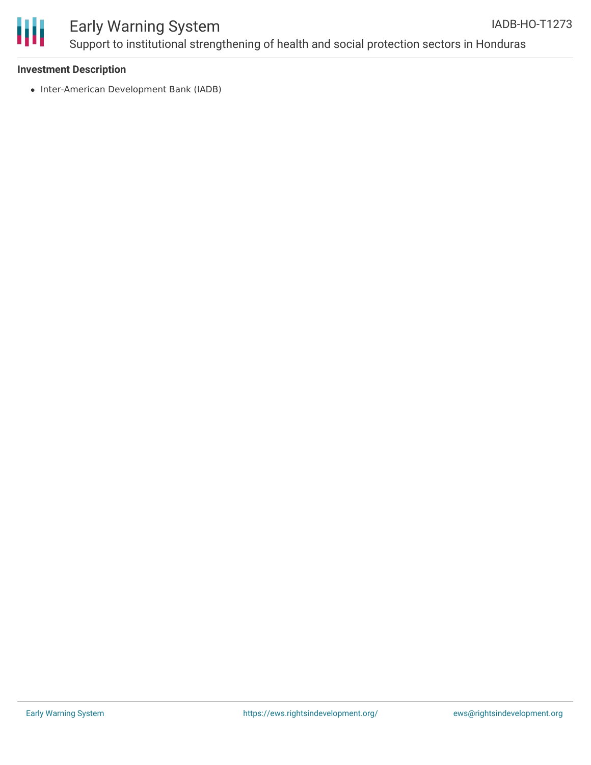**Investment Description**

- Inter-American Development Bank (IADB)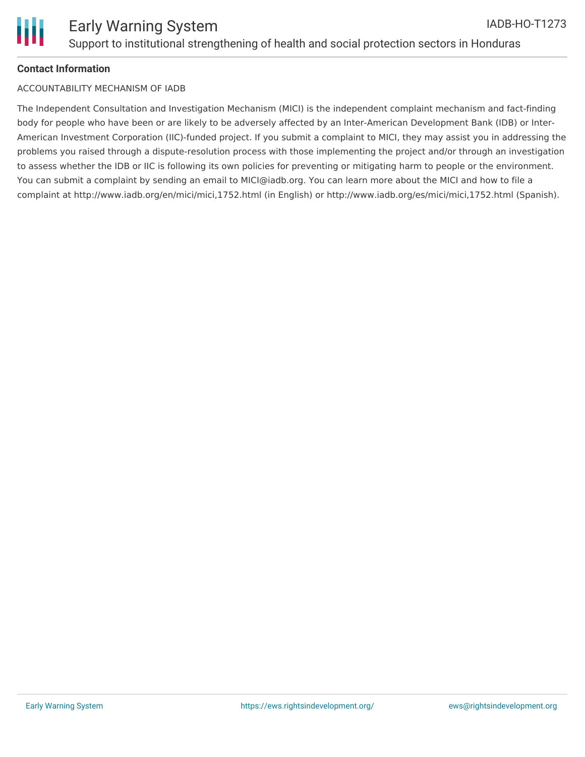**Contact Information**

ACCOUNTABILITY MECHANISM OF IADB

The Independent Consultation and Investigation Mechanism (MICI) is the independent complaint mechanism and fact-finding body for people who have been or are likely to be adversely affected by an Inter-American Development Bank (IDB) or Inter-American Investment Corporation (IIC)-funded project. If you submit a complaint to MICI, they may assist you in addressing the problems you raised through a dispute-resolution process with those implementing the project and/or through an investigation to assess whether the IDB or IIC is following its own policies for preventing or mitigating harm to people or the environment. You can submit a complaint by sending an email to MICI@iadb.org. You can learn more about the MICI and how to file a complaint at http://www.iadb.org/en/mici/mici,1752.html (in English) or http://www.iadb.org/es/mici/mici,1752.html (Spanish).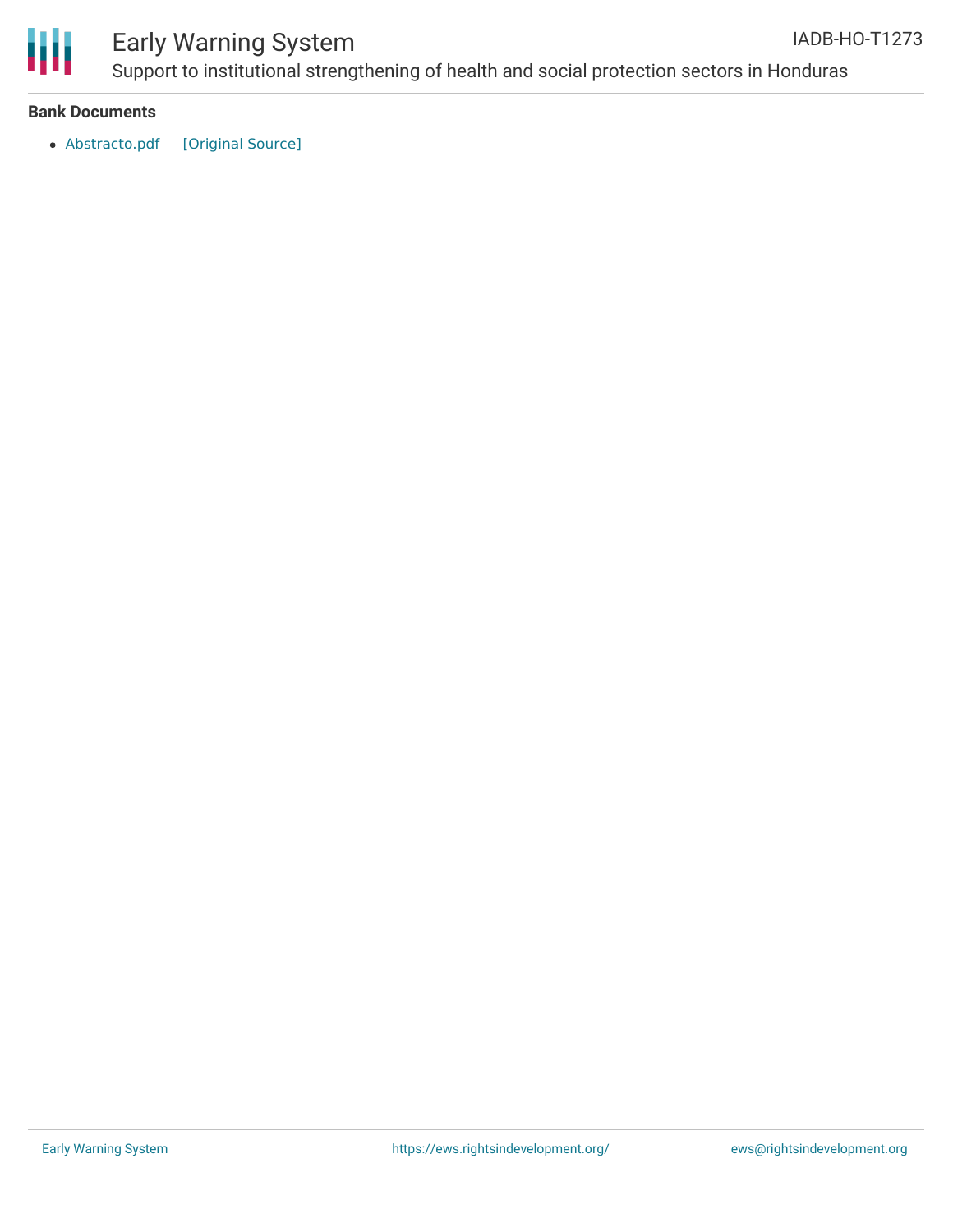## Bank Documents

- Abstracto.pdf [Original Source]